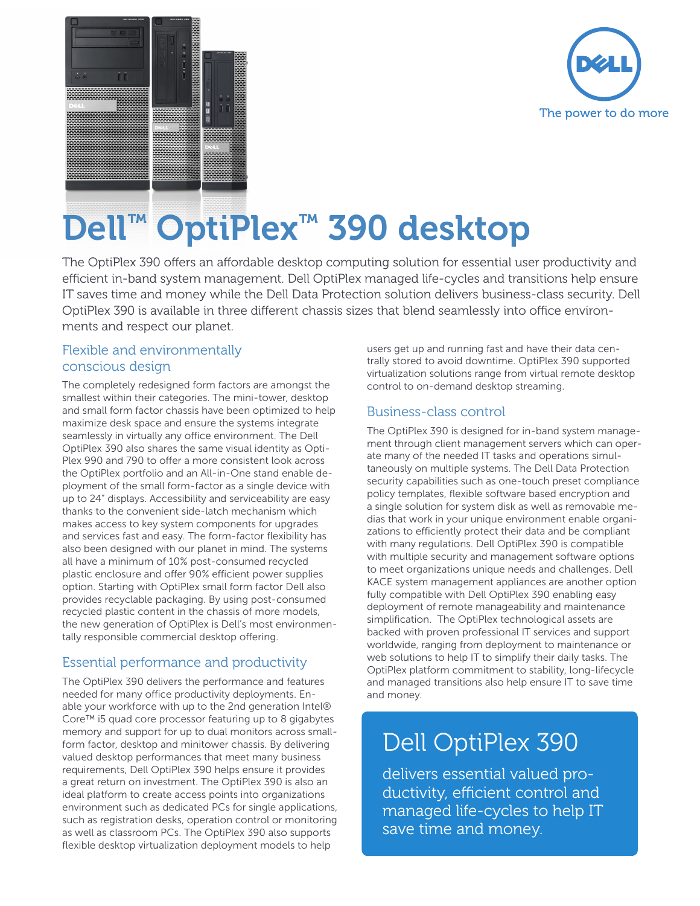The power to do more

# Dell™ OptiPlex™ 390 desktop

The OptiPlex 390 offers an affordable desktop computing solution for essential user productivity and efficient in-band system management. Dell OptiPlex managed life-cycles and transitions help ensure IT saves time and money while the Dell Data Protection solution delivers business-class security. Dell OptiPlex 390 is available in three different chassis sizes that blend seamlessly into office environments and respect our planet.

## Flexible and environmentally conscious design

The completely redesigned form factors are amongst the smallest within their categories. The mini-tower, desktop and small form factor chassis have been optimized to help maximize desk space and ensure the systems integrate seamlessly in virtually any office environment. The Dell OptiPlex 390 also shares the same visual identity as OptiPlex 990 and 790 to offer a more consistent look across the OptiPlex portfolio and an All-in-One stand enable deployment of the small form-factor as a single device with up to 24" displays. Accessibility and serviceability are easy thanks to the convenient side-latch mechanism which makes access to key system components for upgrades and services fast and easy. The form-factor flexibility has also been designed with our planet in mind. The systems all have a minimum of 10% post-consumed recycled plastic enclosure and offer 90% efficient power supplies option. Starting with OptiPlex small form factor Dell also provides recyclable packaging. By using post-consumed recycled plastic content in the chassis of more models, the new generation of OptiPlex is Dell's most environmentally responsible commercial desktop offering.

## Essential performance and productivity

The OptiPlex 390 delivers the performance and features needed for many office productivity deployments. Enable your workforce with up to the 2nd generation Intel® Core™ i5 quad core processor featuring up to 8 gigabytes memory and support for up to dual monitors across small-form factor, desktop and minitower chassis. By delivering valued desktop performances that meet many business requirements, Dell OptiPlex 390 helps ensure it provides a great return on investment. The OptiPlex 390 is also an ideal platform to create access points into organizations environment such as dedicated PCs for single applications, such as registration desks, operation control or monitoring as well as classroom PCs. The OptiPlex 390 also supports flexible desktop virtualization deployment models to help users get up and running fast and have their data centrally stored to avoid downtime. OptiPlex 390 supported virtualization solutions range from virtual remote desktop control to on-demand desktop streaming.

## Business-class control

The OptiPlex 390 is designed for in-band system management through client management servers which can operate many of the needed IT tasks and operations simultaneously on multiple systems. The Dell Data Protection security capabilities such as one-touch preset compliance policy templates, flexible software based encryption and a single solution for system disk as well as removable medias that work in your unique environment enable organizations to efficiently protect their data and be compliant with many regulations. Dell OptiPlex 390 is compatible with multiple security and management software options to meet organizations unique needs and challenges. Dell KACE system management appliances are another option fully compatible with Dell OptiPlex 390 enabling easy deployment of remote manageability and maintenance simplification. The OptiPlex technological assets are backed with proven professional IT services and support worldwide, ranging from deployment to maintenance or web solutions to help IT to simplify their daily tasks. The OptiPlex platform commitment to stability, long-lifecycle and managed transitions also help ensure IT to save time and money.

## Dell OptiPlex 390

delivers essential valued productivity, efficient control and managed life-cycles to help IT save time and money.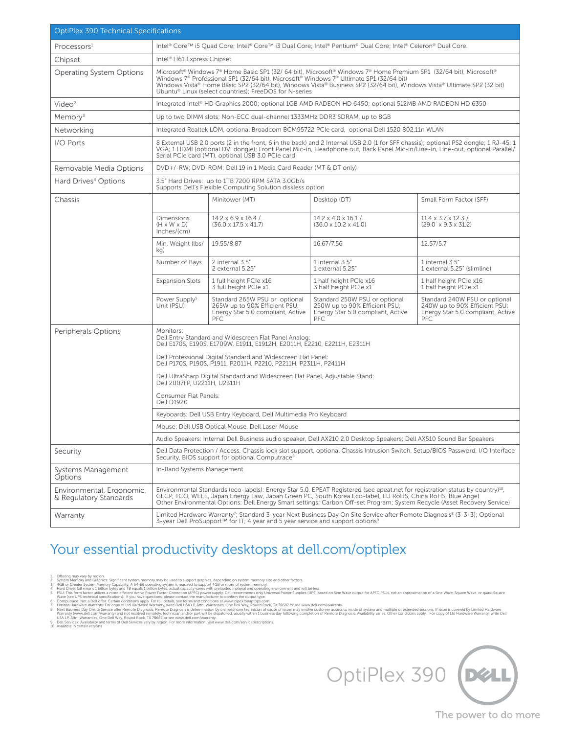| OptiPlex 390 Technical Specifications | | | | |
|---|---|---|---|---|
| Processors[1] | Intel® Core™ i5 Quad Core; Intel® Core™ i3 Dual Core; Intel® Pentium® Dual Core; Intel® Celeron® Dual Core. | | | |
| Chipset | Intel® H61 Express Chipset | | | |
| Operating System Options | Microsoft® Windows 7® Home Basic SP1 (32/ 64 bit), Microsoft® Windows 7® Home Premium SP1 (32/64 bit), Microsoft® Windows 7® Professional SP1 (32/64 bit), Microsoft® Windows 7® Ultimate SP1 (32/64 bit) Windows Vista® Home Basic SP2 (32/64 bit), Windows Vista® Business SP2 (32/64 bit), Windows Vista® Ultimate SP2 (32 bit) Ubuntu® Linux (select countries); FreeDOS for N-series | | | |
| Video[2] | Integrated Intel® HD Graphics 2000; optional 1GB AMD RADEON HD 6450; optional 512MB AMD RADEON HD 6350 | | | |
| Memory[3] | Up to two DIMM slots; Non-ECC dual-channel 1333MHz DDR3 SDRAM, up to 8GB | | | |
| Networking | Integrated Realtek LOM, optional Broadcom BCM95722 PCIe card, optional Dell 1520 802.11n WLAN | | | |
| I/O Ports | 8 External USB 2.0 ports (2 in the front, 6 in the back) and 2 Internal USB 2.0 (1 for SFF chassis); optional PS2 dongle; 1 RJ-45; 1 VGA; 1 HDMI (optional DVI dongle); Front Panel Mic-in, Headphone out, Back Panel Mic-in/Line-in, Line-out, optional Parallel/ Serial PCIe card (MT), optional USB 3.0 PCIe card | | | |
| Removable Media Options | DVD+/-RW; DVD-ROM; Dell 19 in 1 Media Card Reader (MT & DT only) | | | |
| Hard Drives[4] Options | 3.5" Hard Drives: up to 1TB 7200 RPM SATA 3.0Gb/s Supports Dell's Flexible Computing Solution diskless option | | | |
| Chassis | | Minitower (MT) | Desktop (DT) | Small Form Factor (SFF) |
| | Dimensions (H x W x D) Inches/(cm) | 14.2 x 6.9 x 16.4 / (36.0 x 17.5 x 41.7) | 14.2 x 4.0 x 16.1 / (36.0 x 10.2 x 41.0) | 11.4 x 3.7 x 12.3 / (29.0 x 9.3 x 31.2) |
| | Min. Weight (lbs/ kg) | 19.55/8.87 | 16.67/7.56 | 12.57/5.7 |
| | Number of Bays | 2 internal 3.5" 2 external 5.25" | 1 internal 3.5" 1 external 5.25" | 1 internal 3.5" 1 external 5.25" (slimline) |
| | Expansion Slots | 1 full height PCIe x16 3 full height PCIe x1 | 1 half height PCIe x16 3 half height PCIe x1 | 1 half height PCIe x16 1 half height PCIe x1 |
| | Power Supply[5] Unit (PSU) | Standard 265W PSU or optional 265W up to 90% Efficient PSU; Energy Star 5.0 compliant, Active PFC | Standard 250W PSU or optional 250W up to 90% Efficient PSU; Energy Star 5.0 compliant, Active PFC | Standard 240W PSU or optional 240W up to 90% Efficient PSU; Energy Star 5.0 compliant, Active PFC |
| Peripherals Options | Monitors: Dell Entry Standard and Widescreen Flat Panel Analog: Dell E170S, E190S, E1709W, E1911, E1912H, E2011H, E2210, E2211H, E2311H<br>Dell Professional Digital Standard and Widescreen Flat Panel: Dell P170S, P190S, P1911, P2011H, P2210, P2211H, P2311H, P2411H<br>Dell UltraSharp Digital Standard and Widescreen Flat Panel, Adjustable Stand: Dell 2007FP, U2211H, U2311H<br>Consumer Flat Panels: Dell D1920 | | | |
| | Keyboards: Dell USB Entry Keyboard, Dell Multimedia Pro Keyboard | | | |
| | Mouse: Dell USB Optical Mouse, Dell Laser Mouse | | | |
| | Audio Speakers: Internal Dell Business audio speaker, Dell AX210 2.0 Desktop Speakers; Dell AX510 Sound Bar Speakers | | | |
| Security | Dell Data Protection / Access, Chassis lock slot support, optional Chassis Intrusion Switch, Setup/BIOS Password, I/O Interface Security, BIOS support for optional Computrace[6] | | | |
| Systems Management Options | In-Band Systems Management | | | |
| Environmental, Ergonomic, & Regulatory Standards | Environmental Standards (eco-labels): Energy Star 5.0, EPEAT Registered (see epeat.net for registration status by country)[10], CECP, TCO, WEEE, Japan Energy Law, Japan Green PC, South Korea Eco-label, EU RoHS, China RoHS, Blue Angel Other Environmental Options: Dell Energy Smart settings; Carbon Off-set Program; System Recycle (Asset Recovery Service) | | | |
| Warranty | Limited Hardware Warranty[7]; Standard 3-year Next Business Day On Site Service after Remote Diagnosis[8] (3-3-3); Optional 3-year Dell ProSupport™ for IT; 4 year and 5 year service and support options[9] | | | |

## Your essential productivity desktops at dell.com/optiplex

1. Offering may vary by region.
2. System Memory and Graphics: Significant system memory may be used to support graphics, depending on system memory size and other factors.
3. 4GB or Greater System Memory Capability: A 64-bit operating system is required to support 4GB or more of system memory.
4. Hard Drive: GB means 1 billion bytes and TB equals 1 trillion bytes; actual capacity varies with preloaded material and operating environment and will be less.
5. PSU: This form factor utilizes a more efficient Active Power Factor Correction (APFC) power supply. Dell recommends only Universal Power Supplies (UPS) based on Sine Wave output for APFC PSUs, not an approximation of a Sine Wave, Square Wave, or quasi-Square Wave (see UPS technical specifications). If you have questions, please contact the manufacturer to confirm the output type.
6. Computrace: Not a Dell offer. Certain conditions apply. For full details, see terms and conditions at www.lojackforlaptops.com.
7. Limited Hardware Warranty: For copy of Ltd Hardware Warranty, write Dell USA LP, Attn: Warranties, One Dell Way, Round Rock, TX 78682 or see www.dell.com/warranty.
8. Next Business Day Onsite Service after Remote Diagnosis: Remote Diagnosis is determination by online/phone technician of cause of issue; may involve customer access to inside of system and multiple or extended sessions. If issue is covered by Limited Hardware Warranty (www.dell.com/warranty) and not resolved remotely, technician and/or part will be dispatched, usually within 1 business day following completion of Remote Diagnosis. Availability varies. Other conditions apply. . For copy of Ltd Hardware Warranty, write Dell USA LP, Attn: Warranties, One Dell Way, Round Rock, TX 78682 or see www.dell.com/warranty.
9. Dell Services: Availability and terms of Dell Services vary by region. For more information, visit www.dell.com/servicedescriptions.
10. Available in certain regions

OptiPlex 390

The power to do more